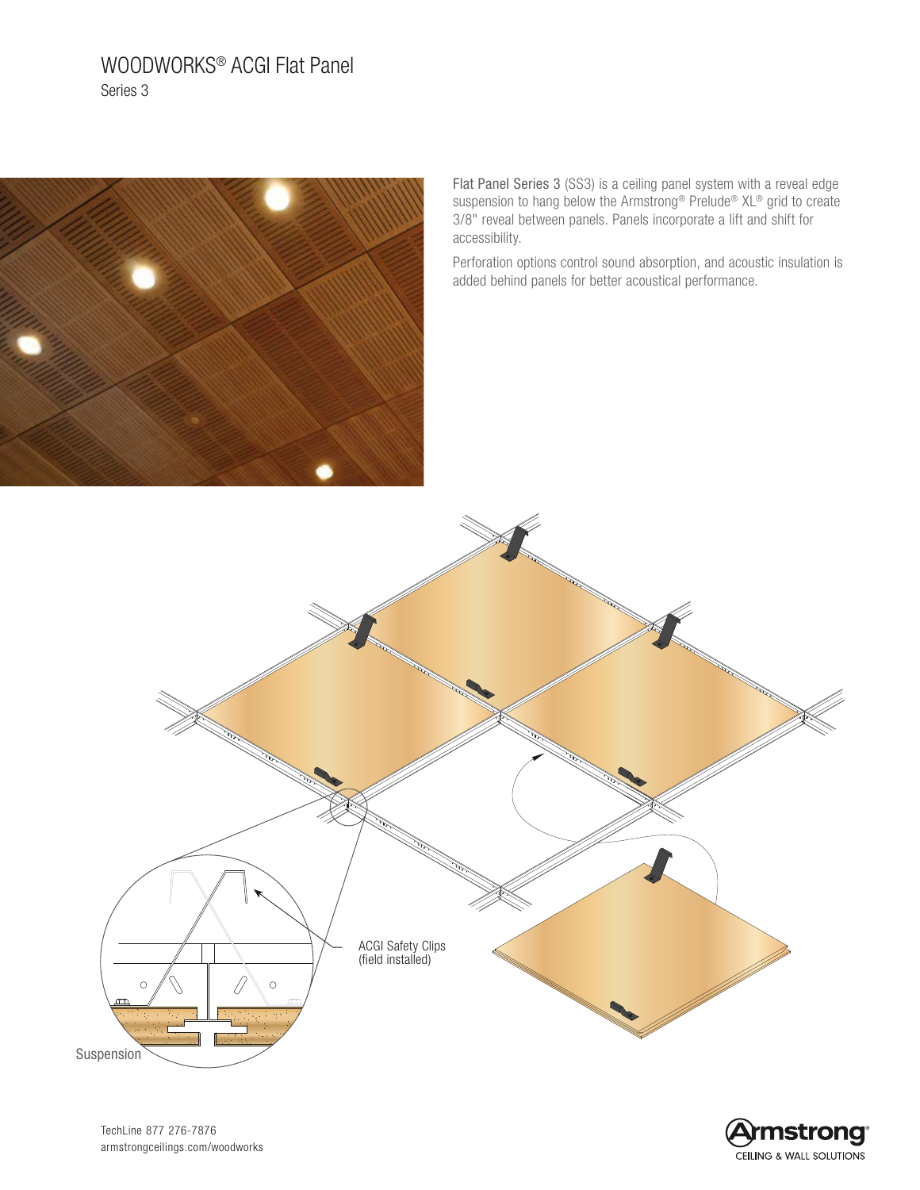# WOODWORKS® ACGI Flat Panel

Series 3

Flat Panel Series 3 (SS3) is a ceiling panel system with a reveal edge suspension to hang below the Armstrong® Prelude® XL® grid to create 3/8" reveal between panels. Panels incorporate a lift and shift for accessibility.

Perforation options control sound absorption, and acoustic insulation is added behind panels for better acoustical performance.

ACGI Safety Clips (field installed)

Suspension

TechLine 877 276-7876
armstrongceilings.com/woodworks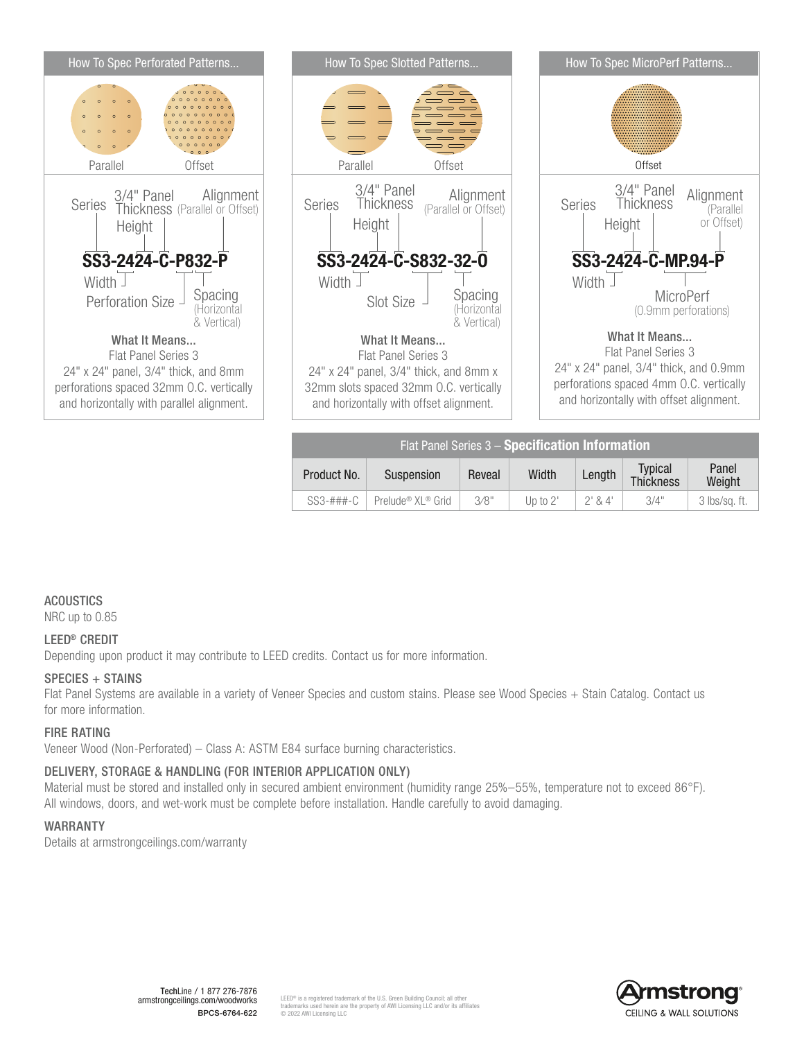## How To Spec Perforated Patterns...

Parallel    Offset

Series
3/4" Panel Thickness
Height
Alignment (Parallel or Offset)

**SS3-2424-C-P832-P**

Width
Perforation Size
Spacing (Horizontal & Vertical)

**What It Means...**
Flat Panel Series 3
24" x 24" panel, 3/4" thick, and 8mm perforations spaced 32mm O.C. vertically and horizontally with parallel alignment.

## How To Spec Slotted Patterns...

Parallel    Offset

Series
3/4" Panel Thickness
Height
Alignment (Parallel or Offset)

**SS3-2424-C-S832-32-O**

Width
Slot Size
Spacing (Horizontal & Vertical)

**What It Means...**
Flat Panel Series 3
24" x 24" panel, 3/4" thick, and 8mm x 32mm slots spaced 32mm O.C. vertically and horizontally with offset alignment.

## How To Spec MicroPerf Patterns...

Offset

Series
3/4" Panel Thickness
Height
Alignment (Parallel or Offset)

**SS3-2424-C-MP.94-P**

Width
MicroPerf (0.9mm perforations)

**What It Means...**
Flat Panel Series 3
24" x 24" panel, 3/4" thick, and 0.9mm perforations spaced 4mm O.C. vertically and horizontally with offset alignment.

## Flat Panel Series 3 – **Specification Information**

| Product No. | Suspension | Reveal | Width | Length | Typical Thickness | Panel Weight |
|---|---|---|---|---|---|---|
| SS3-###-C | Prelude® XL® Grid | 3/8" | Up to 2' | 2' & 4' | 3/4" | 3 lbs/sq. ft. |

### ACOUSTICS
NRC up to 0.85

### LEED® CREDIT
Depending upon product it may contribute to LEED credits. Contact us for more information.

### SPECIES + STAINS
Flat Panel Systems are available in a variety of Veneer Species and custom stains. Please see Wood Species + Stain Catalog. Contact us for more information.

### FIRE RATING
Veneer Wood (Non-Perforated) – Class A: ASTM E84 surface burning characteristics.

### DELIVERY, STORAGE & HANDLING (FOR INTERIOR APPLICATION ONLY)
Material must be stored and installed only in secured ambient environment (humidity range 25%–55%, temperature not to exceed 86°F). All windows, doors, and wet-work must be complete before installation. Handle carefully to avoid damaging.

### WARRANTY
Details at armstrongceilings.com/warranty

**TechLine** / 1 877 276-7876
armstrongceilings.com/woodworks
BPCS-6764-622

LEED® is a registered trademark of the U.S. Green Building Council; all other trademarks used herein are the property of AWI Licensing LLC and/or its affiliates
© 2022 AWI Licensing LLC

Armstrong® CEILING & WALL SOLUTIONS